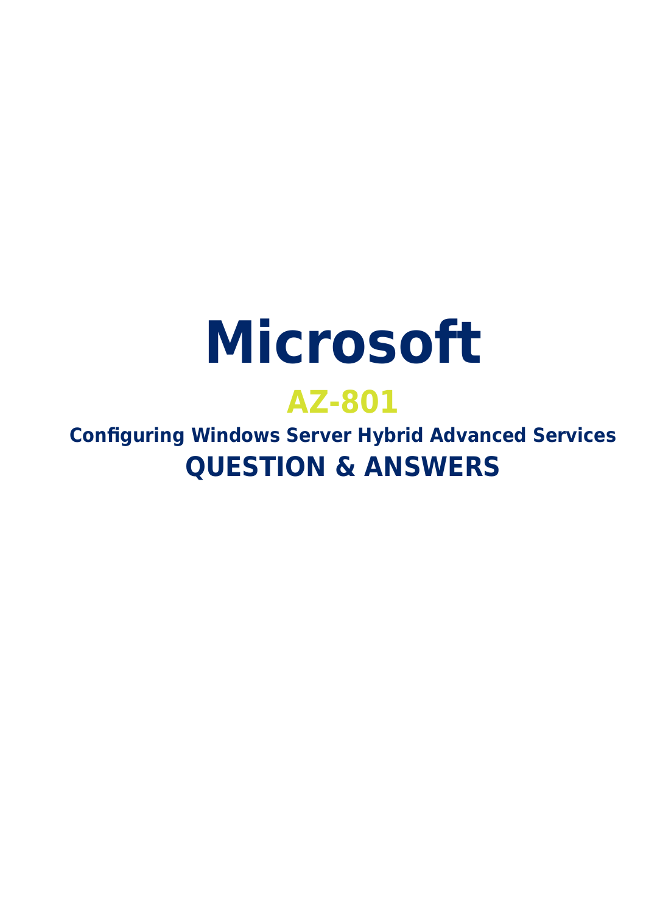# Microsoft

## AZ-801

### Configuring Windows Server Hybrid Advanced Services

## QUESTION & ANSWERS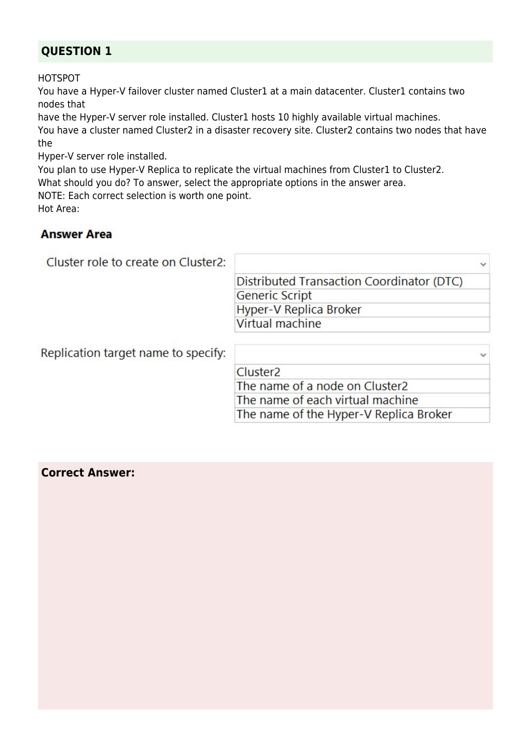## QUESTION 1

HOTSPOT

You have a Hyper-V failover cluster named Cluster1 at a main datacenter. Cluster1 contains two nodes that have the Hyper-V server role installed. Cluster1 hosts 10 highly available virtual machines.

You have a cluster named Cluster2 in a disaster recovery site. Cluster2 contains two nodes that have the Hyper-V server role installed.

You plan to use Hyper-V Replica to replicate the virtual machines from Cluster1 to Cluster2.

What should you do? To answer, select the appropriate options in the answer area.

NOTE: Each correct selection is worth one point.

Hot Area:

**Answer Area**

Cluster role to create on Cluster2:

- Distributed Transaction Coordinator (DTC)
- Generic Script
- Hyper-V Replica Broker
- Virtual machine

Replication target name to specify:

- Cluster2
- The name of a node on Cluster2
- The name of each virtual machine
- The name of the Hyper-V Replica Broker

**Correct Answer:**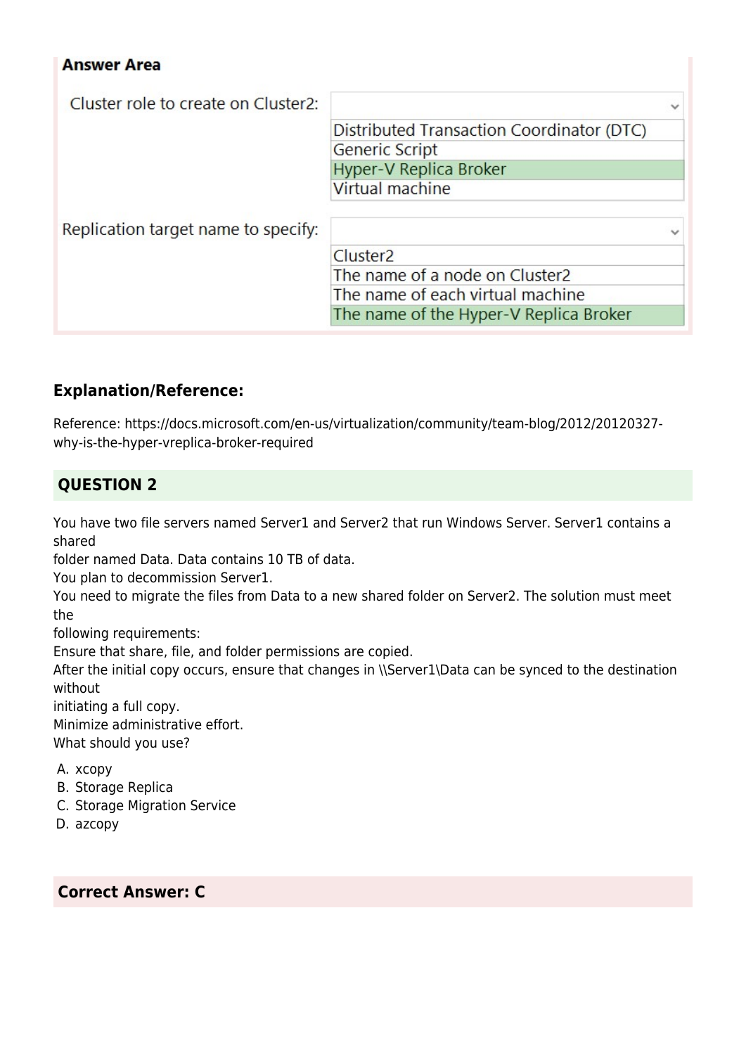**Answer Area**

| | |
|---|---|
| Cluster role to create on Cluster2: | Distributed Transaction Coordinator (DTC) |
| | Generic Script |
| | Hyper-V Replica Broker |
| | Virtual machine |
| Replication target name to specify: | Cluster2 |
| | The name of a node on Cluster2 |
| | The name of each virtual machine |
| | The name of the Hyper-V Replica Broker |

### Explanation/Reference:

Reference: https://docs.microsoft.com/en-us/virtualization/community/team-blog/2012/20120327-why-is-the-hyper-vreplica-broker-required

## QUESTION 2

You have two file servers named Server1 and Server2 that run Windows Server. Server1 contains a shared folder named Data. Data contains 10 TB of data.

You plan to decommission Server1.

You need to migrate the files from Data to a new shared folder on Server2. The solution must meet the following requirements:

Ensure that share, file, and folder permissions are copied.

After the initial copy occurs, ensure that changes in \\Server1\Data can be synced to the destination without initiating a full copy.

Minimize administrative effort.

What should you use?

A. xcopy
B. Storage Replica
C. Storage Migration Service
D. azcopy

**Correct Answer: C**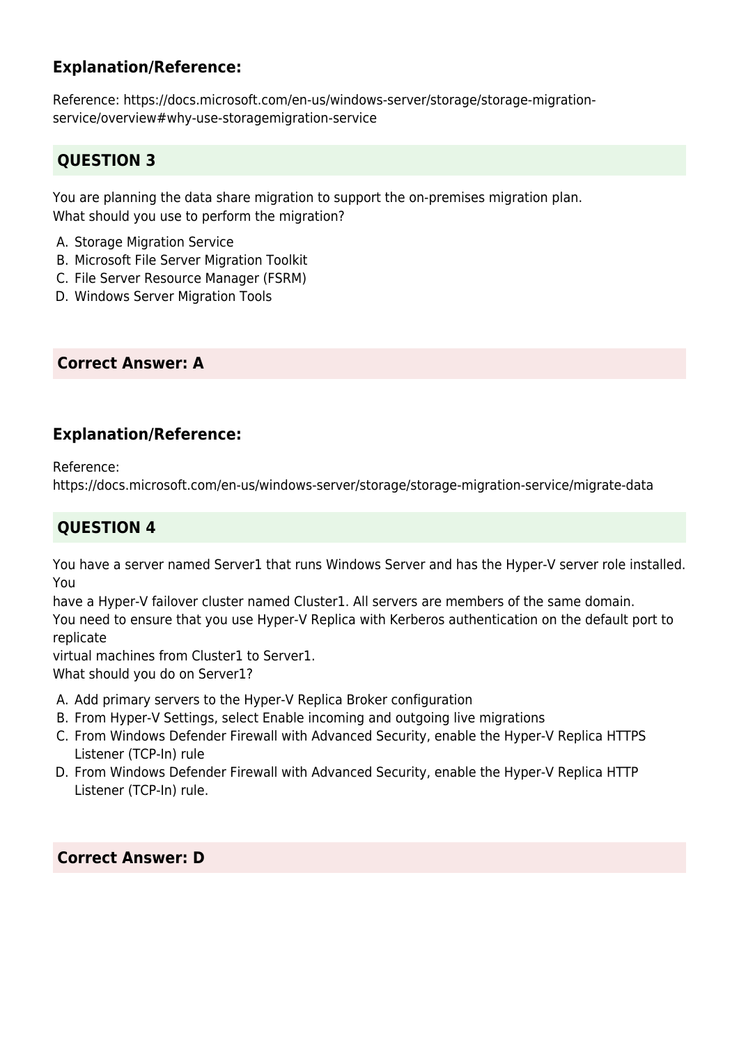### Explanation/Reference:

Reference: https://docs.microsoft.com/en-us/windows-server/storage/storage-migration-service/overview#why-use-storagemigration-service

### QUESTION 3

You are planning the data share migration to support the on-premises migration plan.
What should you use to perform the migration?

A. Storage Migration Service
B. Microsoft File Server Migration Toolkit
C. File Server Resource Manager (FSRM)
D. Windows Server Migration Tools

### Correct Answer: A

### Explanation/Reference:

Reference:
https://docs.microsoft.com/en-us/windows-server/storage/storage-migration-service/migrate-data

### QUESTION 4

You have a server named Server1 that runs Windows Server and has the Hyper-V server role installed. You
have a Hyper-V failover cluster named Cluster1. All servers are members of the same domain.
You need to ensure that you use Hyper-V Replica with Kerberos authentication on the default port to replicate
virtual machines from Cluster1 to Server1.
What should you do on Server1?

A. Add primary servers to the Hyper-V Replica Broker configuration
B. From Hyper-V Settings, select Enable incoming and outgoing live migrations
C. From Windows Defender Firewall with Advanced Security, enable the Hyper-V Replica HTTPS Listener (TCP-In) rule
D. From Windows Defender Firewall with Advanced Security, enable the Hyper-V Replica HTTP Listener (TCP-In) rule.

### Correct Answer: D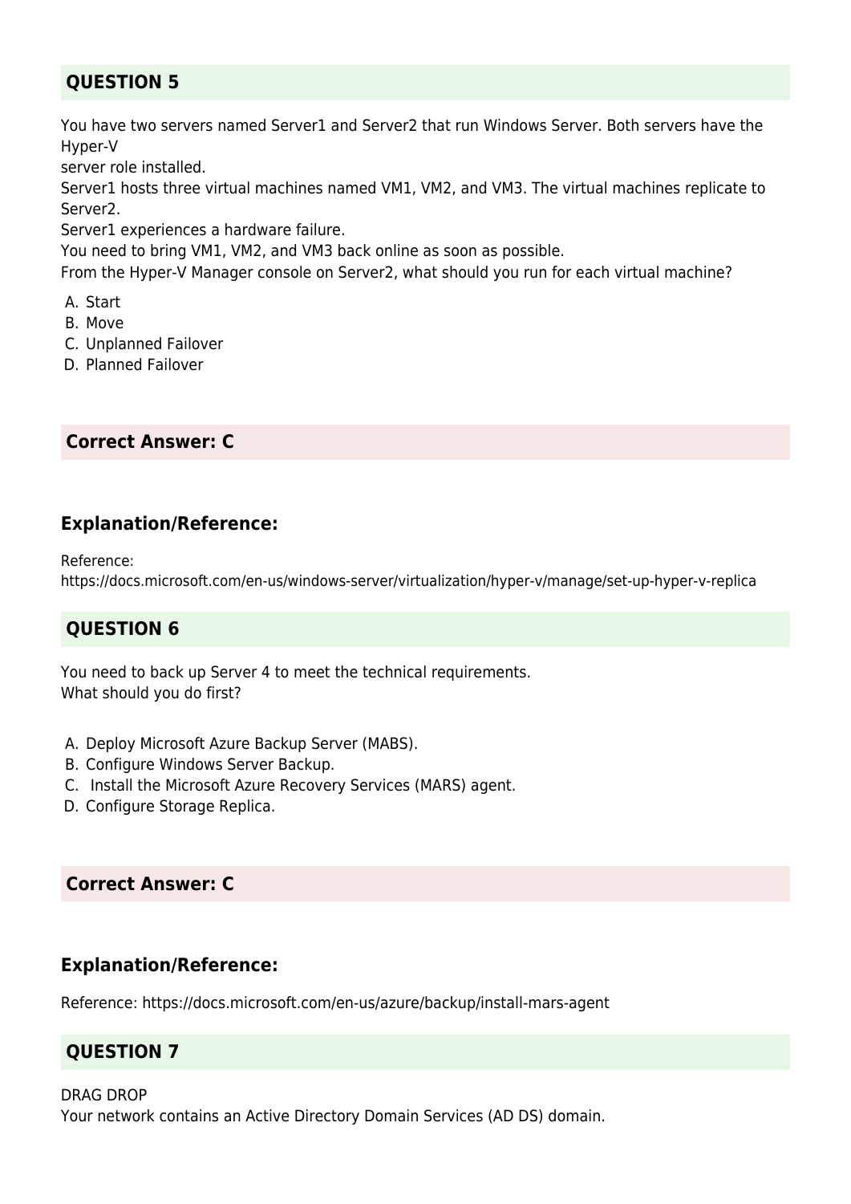## QUESTION 5

You have two servers named Server1 and Server2 that run Windows Server. Both servers have the Hyper-V
server role installed.
Server1 hosts three virtual machines named VM1, VM2, and VM3. The virtual machines replicate to Server2.
Server1 experiences a hardware failure.
You need to bring VM1, VM2, and VM3 back online as soon as possible.
From the Hyper-V Manager console on Server2, what should you run for each virtual machine?

A. Start
B. Move
C. Unplanned Failover
D. Planned Failover

## Correct Answer: C

### Explanation/Reference:

Reference:
https://docs.microsoft.com/en-us/windows-server/virtualization/hyper-v/manage/set-up-hyper-v-replica

## QUESTION 6

You need to back up Server 4 to meet the technical requirements.
What should you do first?

A. Deploy Microsoft Azure Backup Server (MABS).
B. Configure Windows Server Backup.
C. Install the Microsoft Azure Recovery Services (MARS) agent.
D. Configure Storage Replica.

## Correct Answer: C

### Explanation/Reference:

Reference: https://docs.microsoft.com/en-us/azure/backup/install-mars-agent

## QUESTION 7

DRAG DROP
Your network contains an Active Directory Domain Services (AD DS) domain.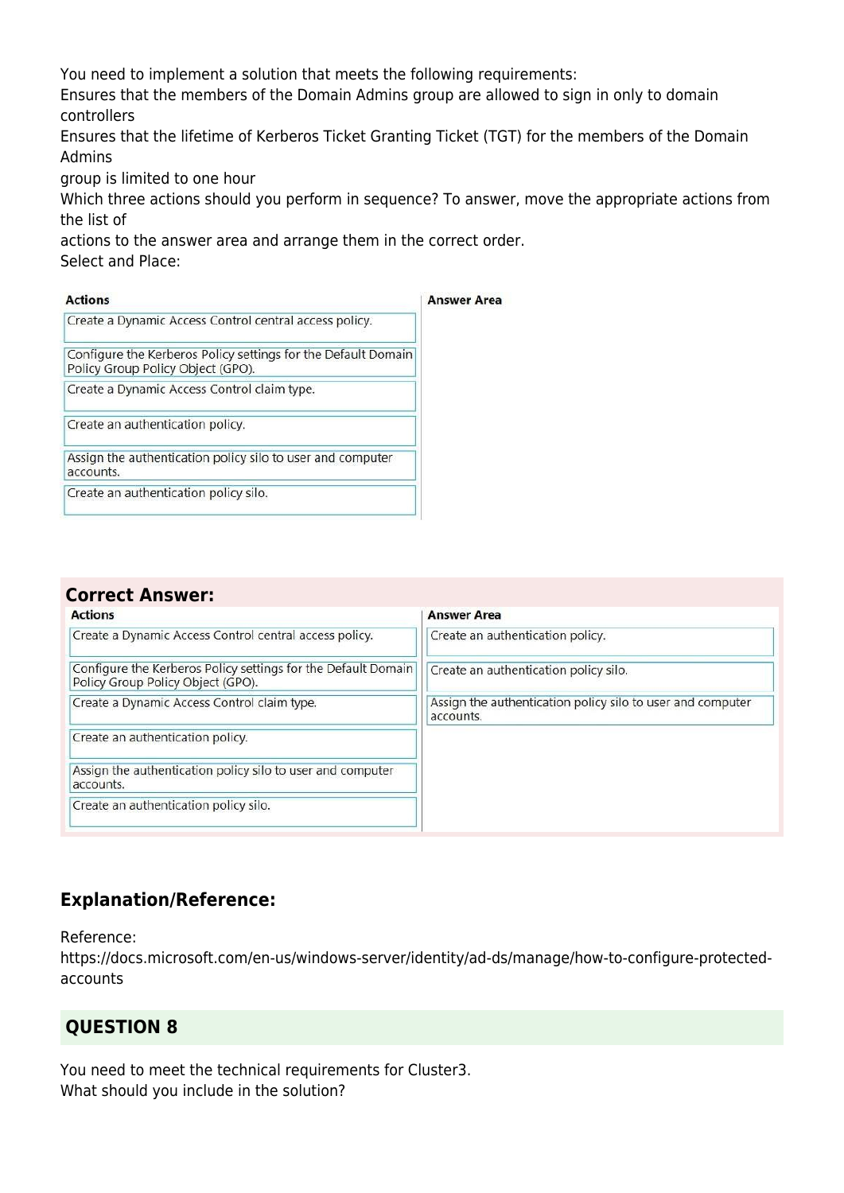You need to implement a solution that meets the following requirements:
Ensures that the members of the Domain Admins group are allowed to sign in only to domain controllers
Ensures that the lifetime of Kerberos Ticket Granting Ticket (TGT) for the members of the Domain Admins
group is limited to one hour
Which three actions should you perform in sequence? To answer, move the appropriate actions from the list of
actions to the answer area and arrange them in the correct order.
Select and Place:

| Actions | Answer Area |
|---|---|
| Create a Dynamic Access Control central access policy. | |
| Configure the Kerberos Policy settings for the Default Domain Policy Group Policy Object (GPO). | |
| Create a Dynamic Access Control claim type. | |
| Create an authentication policy. | |
| Assign the authentication policy silo to user and computer accounts. | |
| Create an authentication policy silo. | |

**Correct Answer:**

| Actions | Answer Area |
|---|---|
| Create a Dynamic Access Control central access policy. | Create an authentication policy. |
| Configure the Kerberos Policy settings for the Default Domain Policy Group Policy Object (GPO). | Create an authentication policy silo. |
| Create a Dynamic Access Control claim type. | Assign the authentication policy silo to user and computer accounts. |
| Create an authentication policy. | |
| Assign the authentication policy silo to user and computer accounts. | |
| Create an authentication policy silo. | |

## Explanation/Reference:

Reference:
https://docs.microsoft.com/en-us/windows-server/identity/ad-ds/manage/how-to-configure-protected-accounts

## QUESTION 8

You need to meet the technical requirements for Cluster3.
What should you include in the solution?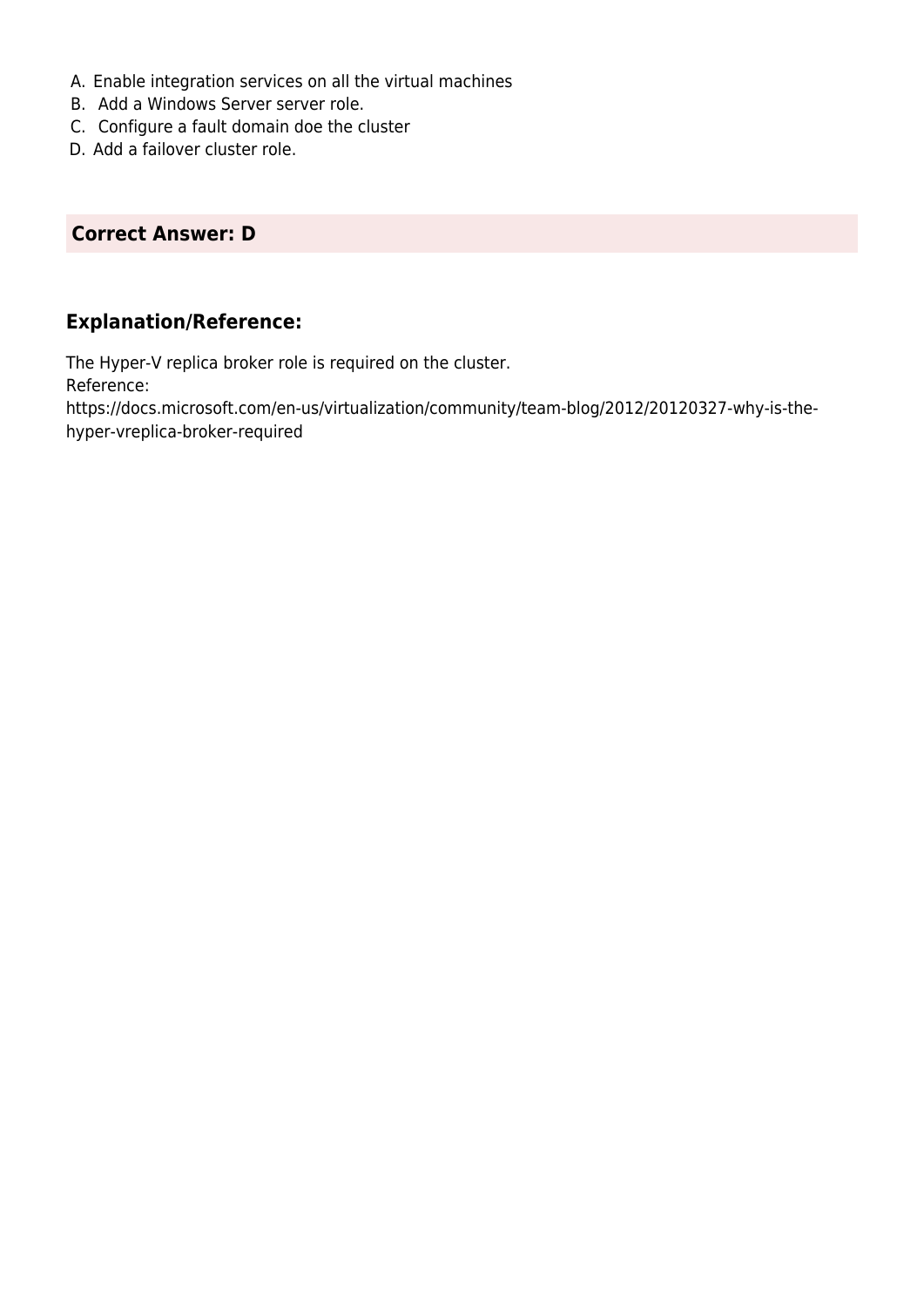A. Enable integration services on all the virtual machines
B. Add a Windows Server server role.
C. Configure a fault domain doe the cluster
D. Add a failover cluster role.

**Correct Answer: D**

### Explanation/Reference:

The Hyper-V replica broker role is required on the cluster.
Reference:
https://docs.microsoft.com/en-us/virtualization/community/team-blog/2012/20120327-why-is-the-hyper-vreplica-broker-required